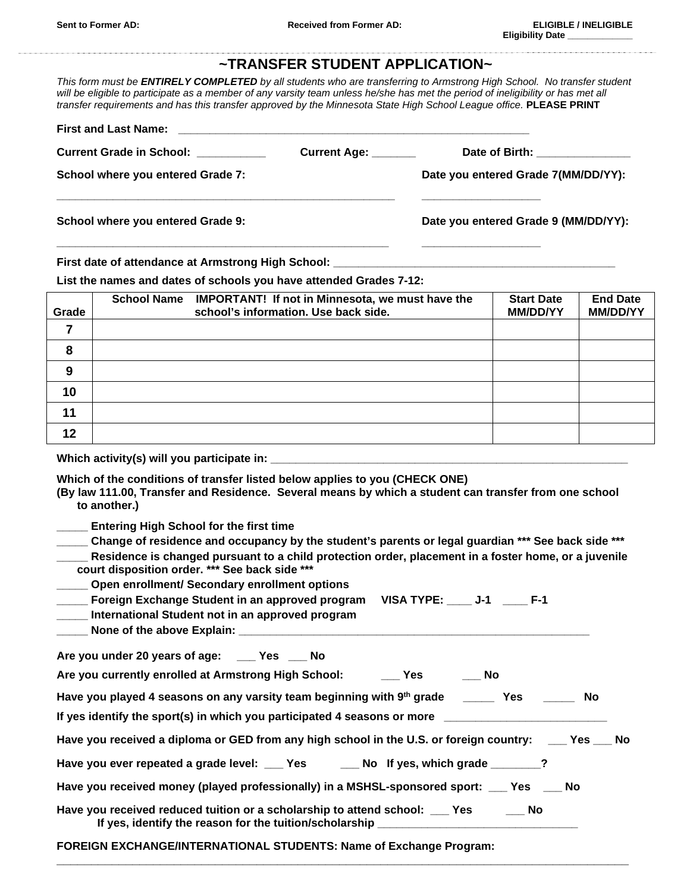**Sent to Former AD:** **Received from Former AD:** **ELIGIBLE / INELIGIBLE**
**Eligibility Date ____________**

# ~TRANSFER STUDENT APPLICATION~

*This form must be **ENTIRELY COMPLETED** by all students who are transferring to Armstrong High School. No transfer student will be eligible to participate as a member of any varsity team unless he/she has met the period of ineligibility or has met all transfer requirements and has this transfer approved by the Minnesota State High School League office.* **PLEASE PRINT**

**First and Last Name:** ________________________________________________________

**Current Grade in School:** ___________ **Current Age:** _______ **Date of Birth:** _______________

**School where you entered Grade 7:** ________________________________________________________

**Date you entered Grade 7(MM/DD/YY):** ___________________

**School where you entered Grade 9:** ________________________________________________________

**Date you entered Grade 9 (MM/DD/YY):** ___________________

**First date of attendance at Armstrong High School:** _____________________________________________

**List the names and dates of schools you have attended Grades 7-12:**

| Grade | School Name IMPORTANT! If not in Minnesota, we must have the school's information. Use back side. | Start Date MM/DD/YY | End Date MM/DD/YY |
|---|---|---|---|
| 7 | | | |
| 8 | | | |
| 9 | | | |
| 10 | | | |
| 11 | | | |
| 12 | | | |

**Which activity(s) will you participate in:** ________________________________________________________

**Which of the conditions of transfer listed below applies to you (CHECK ONE)**
**(By law 111.00, Transfer and Residence. Several means by which a student can transfer from one school to another.)**

- _____ **Entering High School for the first time**
- _____ **Change of residence and occupancy by the student's parents or legal guardian \*\*\* See back side \*\*\***
- _____ **Residence is changed pursuant to a child protection order, placement in a foster home, or a juvenile court disposition order. \*\*\* See back side \*\*\***
- _____ **Open enrollment/ Secondary enrollment options**
- _____ **Foreign Exchange Student in an approved program VISA TYPE: ____ J-1 ____ F-1**
- _____ **International Student not in an approved program**
- _____ **None of the above Explain:** ________________________________________________________

**Are you under 20 years of age:** ___ **Yes** ___ **No**

**Are you currently enrolled at Armstrong High School:** ___ **Yes** ___ **No**

**Have you played 4 seasons on any varsity team beginning with 9th grade** _____ **Yes** _____ **No**

**If yes identify the sport(s) in which you participated 4 seasons or more** _________________________

**Have you received a diploma or GED from any high school in the U.S. or foreign country:** ___ **Yes** ___ **No**

**Have you ever repeated a grade level:** ___ **Yes** ___ **No If yes, which grade** ________**?**

**Have you received money (played professionally) in a MSHSL-sponsored sport:** ___ **Yes** ___ **No**

**Have you received reduced tuition or a scholarship to attend school:** ___ **Yes** ___ **No**
**If yes, identify the reason for the tuition/scholarship** ________________________________

**FOREIGN EXCHANGE/INTERNATIONAL STUDENTS: Name of Exchange Program:**
______________________________________________________________________________________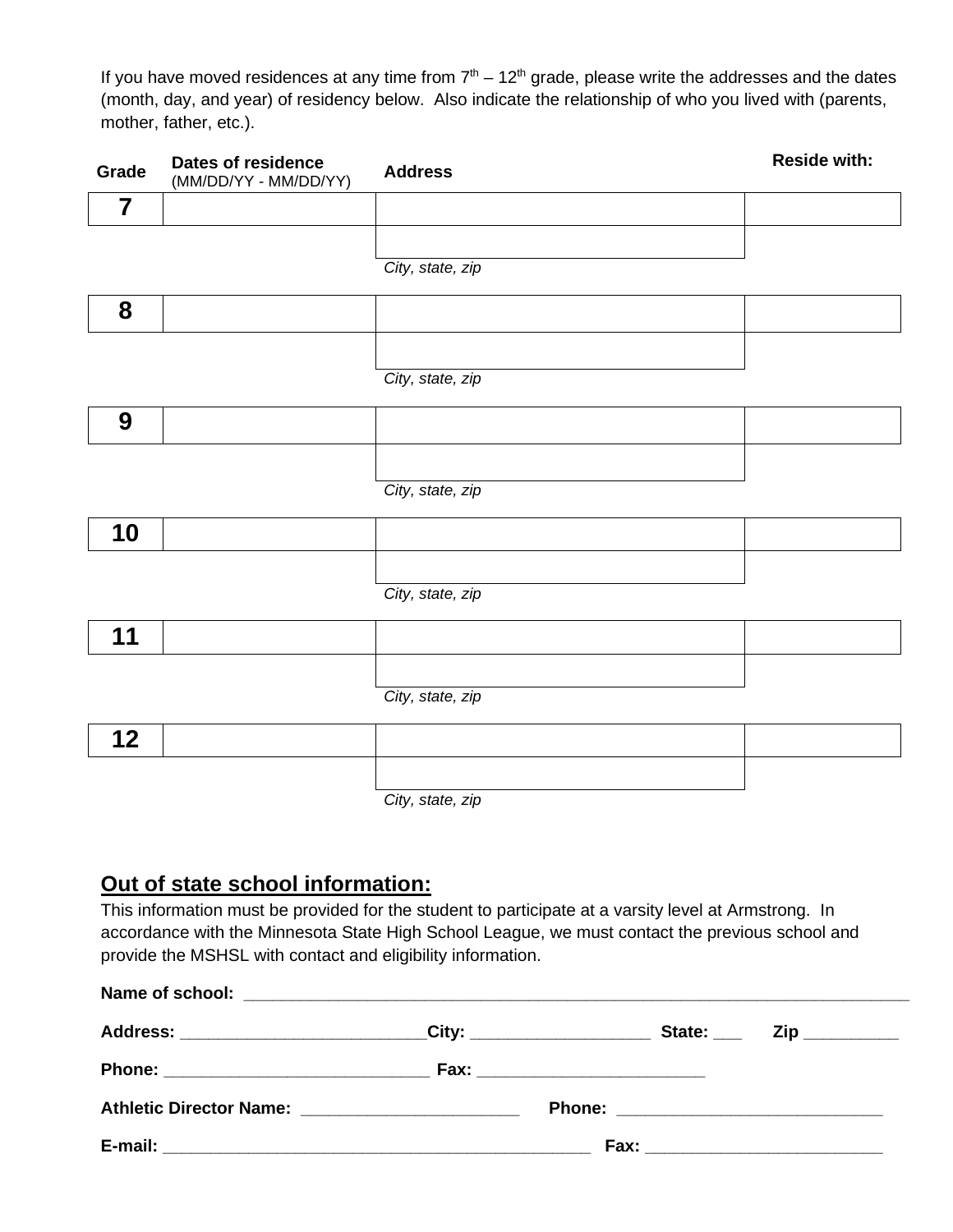If you have moved residences at any time from 7th – 12th grade, please write the addresses and the dates (month, day, and year) of residency below. Also indicate the relationship of who you lived with (parents, mother, father, etc.).

| Grade | Dates of residence (MM/DD/YY - MM/DD/YY) | Address | Reside with: |
|---|---|---|---|
| **7** | | | |
| | | *City, state, zip* | |
| **8** | | | |
| | | *City, state, zip* | |
| **9** | | | |
| | | *City, state, zip* | |
| **10** | | | |
| | | *City, state, zip* | |
| **11** | | | |
| | | *City, state, zip* | |
| **12** | | | |
| | | *City, state, zip* | |

## Out of state school information:

This information must be provided for the student to participate at a varsity level at Armstrong. In accordance with the Minnesota State High School League, we must contact the previous school and provide the MSHSL with contact and eligibility information.

**Name of school:** ____________________________________________________________________________

**Address:** ___________________________**City:** ____________________ **State:** ___ **Zip** __________

**Phone:** _____________________________ **Fax:** _________________________

**Athletic Director Name:** ________________________ **Phone:** _____________________________

**E-mail:** ________________________________________________ **Fax:** __________________________